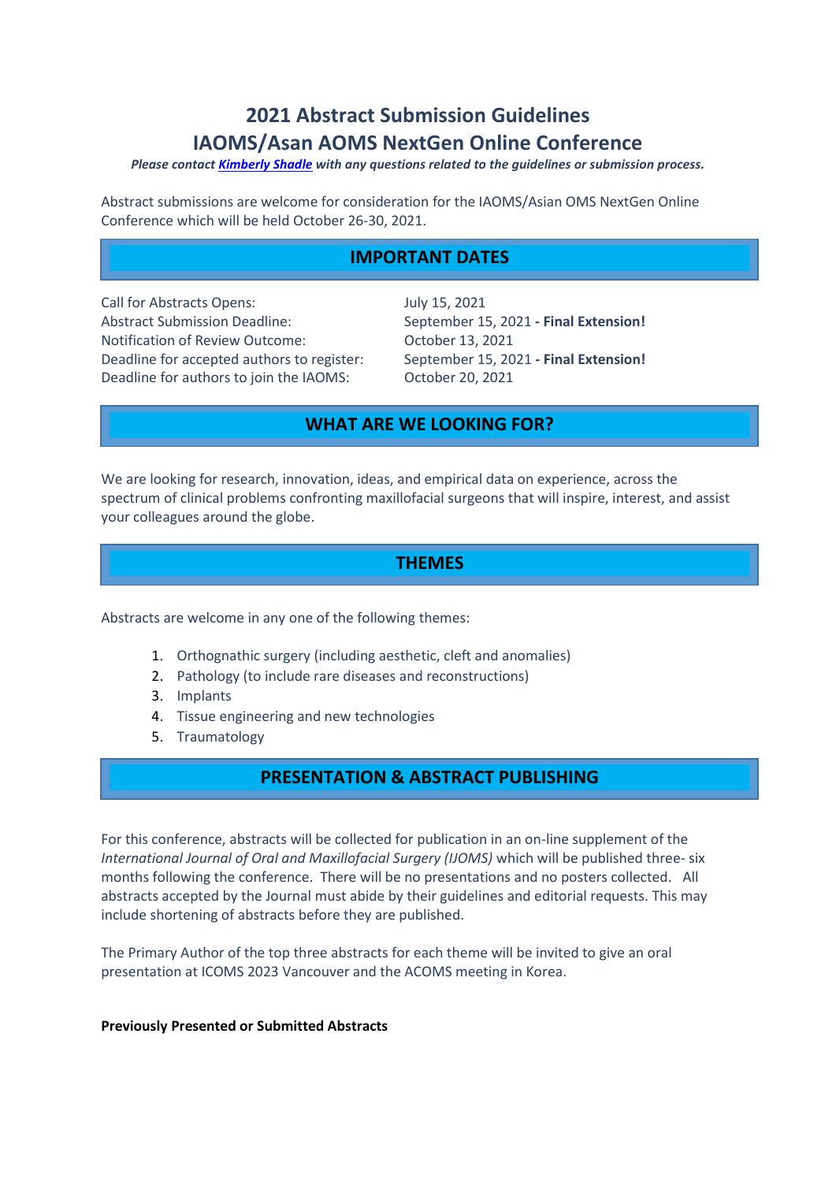# 2021 Abstract Submission Guidelines
# IAOMS/Asan AOMS NextGen Online Conference

***Please contact [Kimberly Shadle](Kimberly Shadle) with any questions related to the guidelines or submission process.***

Abstract submissions are welcome for consideration for the IAOMS/Asian OMS NextGen Online Conference which will be held October 26-30, 2021.

## IMPORTANT DATES

| | |
|---|---|
| Call for Abstracts Opens: | July 15, 2021 |
| Abstract Submission Deadline: | September 15, 2021 **- Final Extension!** |
| Notification of Review Outcome: | October 13, 2021 |
| Deadline for accepted authors to register: | September 15, 2021 **- Final Extension!** |
| Deadline for authors to join the IAOMS: | October 20, 2021 |

## WHAT ARE WE LOOKING FOR?

We are looking for research, innovation, ideas, and empirical data on experience, across the spectrum of clinical problems confronting maxillofacial surgeons that will inspire, interest, and assist your colleagues around the globe.

## THEMES

Abstracts are welcome in any one of the following themes:

1. Orthognathic surgery (including aesthetic, cleft and anomalies)
2. Pathology (to include rare diseases and reconstructions)
3. Implants
4. Tissue engineering and new technologies
5. Traumatology

## PRESENTATION & ABSTRACT PUBLISHING

For this conference, abstracts will be collected for publication in an on-line supplement of the *International Journal of Oral and Maxillofacial Surgery (IJOMS)* which will be published three- six months following the conference. There will be no presentations and no posters collected. All abstracts accepted by the Journal must abide by their guidelines and editorial requests. This may include shortening of abstracts before they are published.

The Primary Author of the top three abstracts for each theme will be invited to give an oral presentation at ICOMS 2023 Vancouver and the ACOMS meeting in Korea.

**Previously Presented or Submitted Abstracts**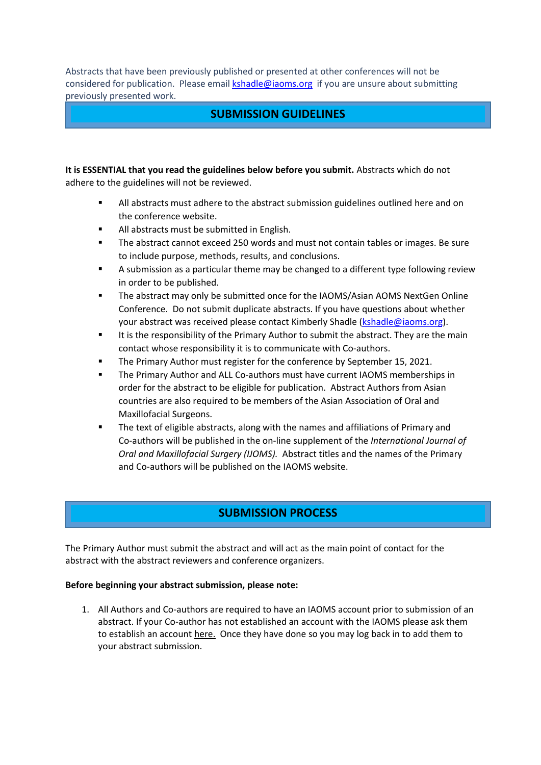Abstracts that have been previously published or presented at other conferences will not be considered for publication. Please email kshadle@iaoms.org if you are unsure about submitting previously presented work.

## SUBMISSION GUIDELINES

**It is ESSENTIAL that you read the guidelines below before you submit.** Abstracts which do not adhere to the guidelines will not be reviewed.

- All abstracts must adhere to the abstract submission guidelines outlined here and on the conference website.
- All abstracts must be submitted in English.
- The abstract cannot exceed 250 words and must not contain tables or images. Be sure to include purpose, methods, results, and conclusions.
- A submission as a particular theme may be changed to a different type following review in order to be published.
- The abstract may only be submitted once for the IAOMS/Asian AOMS NextGen Online Conference. Do not submit duplicate abstracts. If you have questions about whether your abstract was received please contact Kimberly Shadle (kshadle@iaoms.org).
- It is the responsibility of the Primary Author to submit the abstract. They are the main contact whose responsibility it is to communicate with Co-authors.
- The Primary Author must register for the conference by September 15, 2021.
- The Primary Author and ALL Co-authors must have current IAOMS memberships in order for the abstract to be eligible for publication. Abstract Authors from Asian countries are also required to be members of the Asian Association of Oral and Maxillofacial Surgeons.
- The text of eligible abstracts, along with the names and affiliations of Primary and Co-authors will be published in the on-line supplement of the *International Journal of Oral and Maxillofacial Surgery (IJOMS).* Abstract titles and the names of the Primary and Co-authors will be published on the IAOMS website.

## SUBMISSION PROCESS

The Primary Author must submit the abstract and will act as the main point of contact for the abstract with the abstract reviewers and conference organizers.

**Before beginning your abstract submission, please note:**

1. All Authors and Co-authors are required to have an IAOMS account prior to submission of an abstract. If your Co-author has not established an account with the IAOMS please ask them to establish an account here. Once they have done so you may log back in to add them to your abstract submission.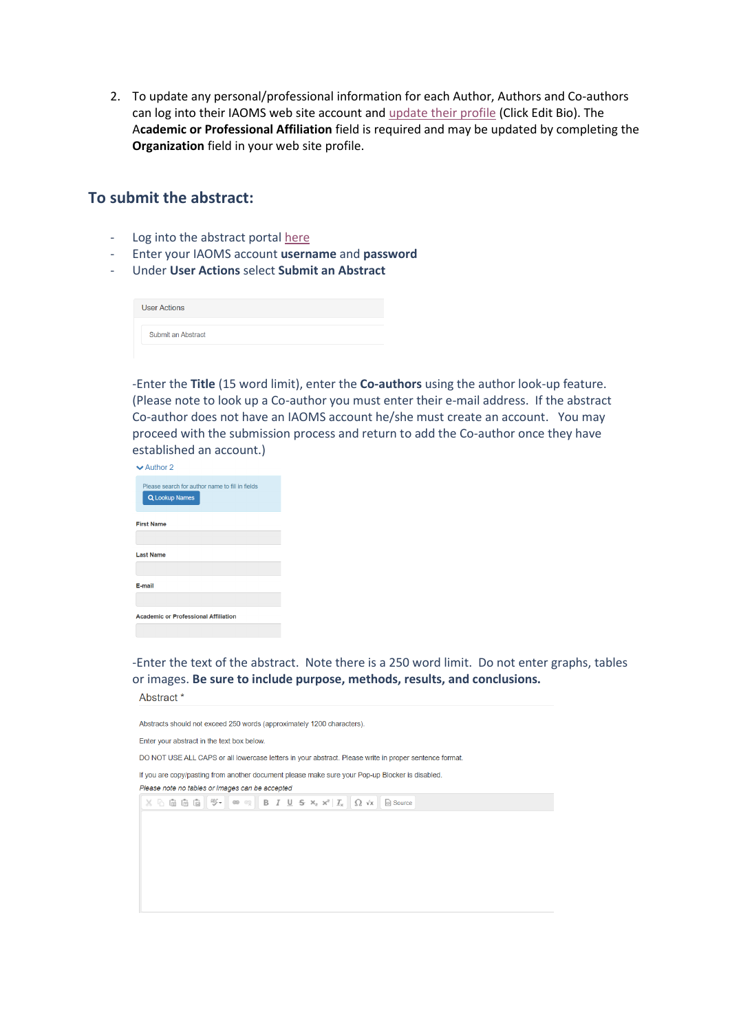2. To update any personal/professional information for each Author, Authors and Co-authors can log into their IAOMS web site account and update their profile (Click Edit Bio). The A**cademic or Professional Affiliation** field is required and may be updated by completing the **Organization** field in your web site profile.

## To submit the abstract:

- Log into the abstract portal here
- Enter your IAOMS account **username** and **password**
- Under **User Actions** select **Submit an Abstract**

User Actions

Submit an Abstract

-Enter the **Title** (15 word limit), enter the **Co-authors** using the author look-up feature. (Please note to look up a Co-author you must enter their e-mail address. If the abstract Co-author does not have an IAOMS account he/she must create an account. You may proceed with the submission process and return to add the Co-author once they have established an account.)

Author 2

Please search for author name to fill in fields

Lookup Names

First Name

Last Name

E-mail

Academic or Professional Affiliation

-Enter the text of the abstract. Note there is a 250 word limit. Do not enter graphs, tables or images. **Be sure to include purpose, methods, results, and conclusions.**

Abstract *

Abstracts should not exceed 250 words (approximately 1200 characters).

Enter your abstract in the text box below.

DO NOT USE ALL CAPS or all lowercase letters in your abstract. Please write in proper sentence format.

If you are copy/pasting from another document please make sure your Pop-up Blocker is disabled.

*Please note no tables or Images can be accepted*

Source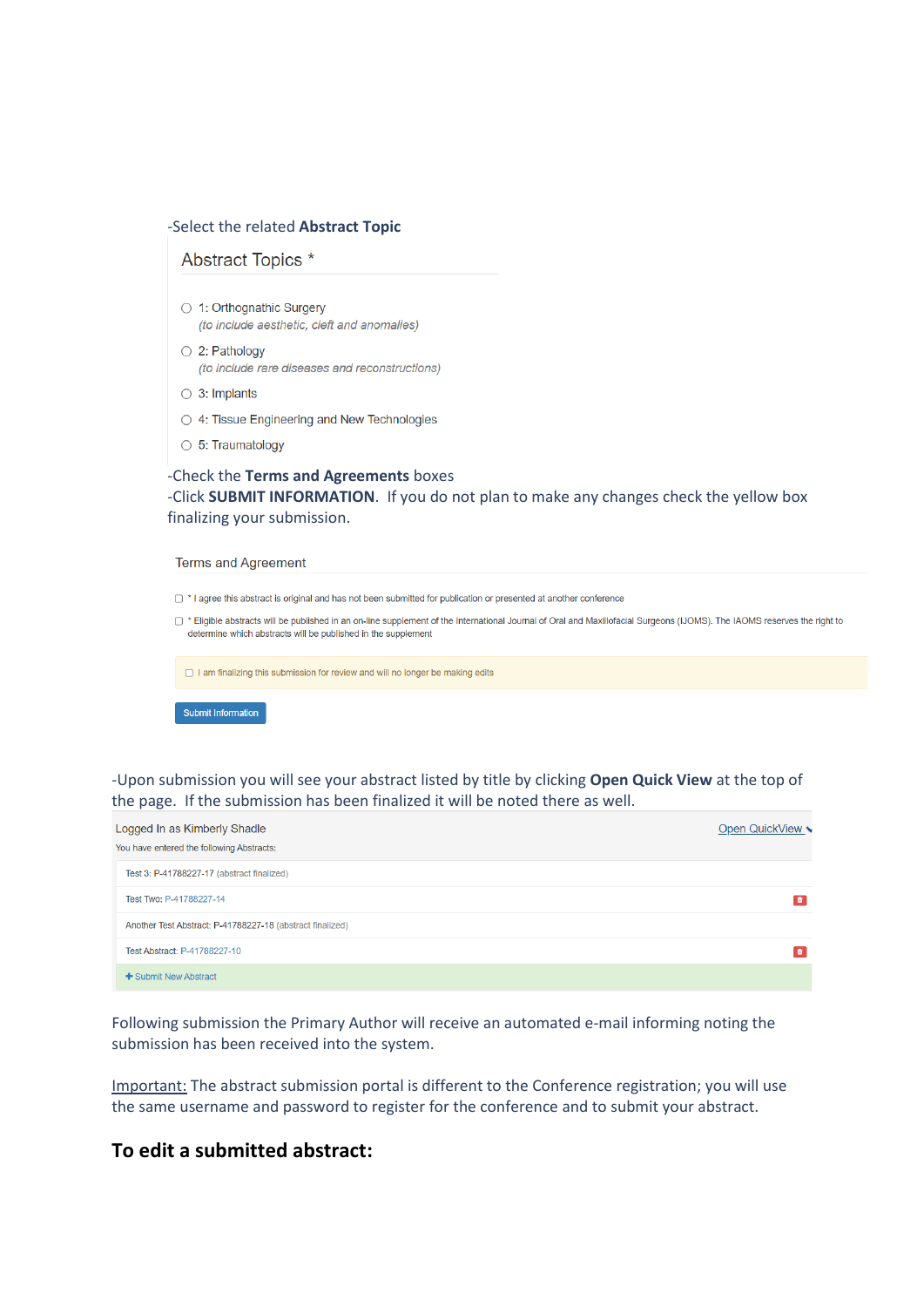-Select the related **Abstract Topic**

Abstract Topics *

- ○ 1: Orthognathic Surgery
  *(to include aesthetic, cleft and anomalies)*
- ○ 2: Pathology
  *(to include rare diseases and reconstructions)*
- ○ 3: Implants
- ○ 4: Tissue Engineering and New Technologies
- ○ 5: Traumatology

-Check the **Terms and Agreements** boxes

-Click **SUBMIT INFORMATION**. If you do not plan to make any changes check the yellow box finalizing your submission.

Terms and Agreement

- ☐ * I agree this abstract is original and has not been submitted for publication or presented at another conference
- ☐ * Eligible abstracts will be published in an on-line supplement of the International Journal of Oral and Maxillofacial Surgeons (IJOMS). The IAOMS reserves the right to determine which abstracts will be published in the supplement
- ☐ I am finalizing this submission for review and will no longer be making edits

Submit Information

-Upon submission you will see your abstract listed by title by clicking **Open Quick View** at the top of the page. If the submission has been finalized it will be noted there as well.

Logged In as Kimberly Shadle — Open QuickView

You have entered the following Abstracts:

- Test 3: P-41788227-17 (abstract finalized)
- Test Two: P-41788227-14
- Another Test Abstract: P-41788227-18 (abstract finalized)
- Test Abstract: P-41788227-10

+ Submit New Abstract

Following submission the Primary Author will receive an automated e-mail informing noting the submission has been received into the system.

Important: The abstract submission portal is different to the Conference registration; you will use the same username and password to register for the conference and to submit your abstract.

## To edit a submitted abstract: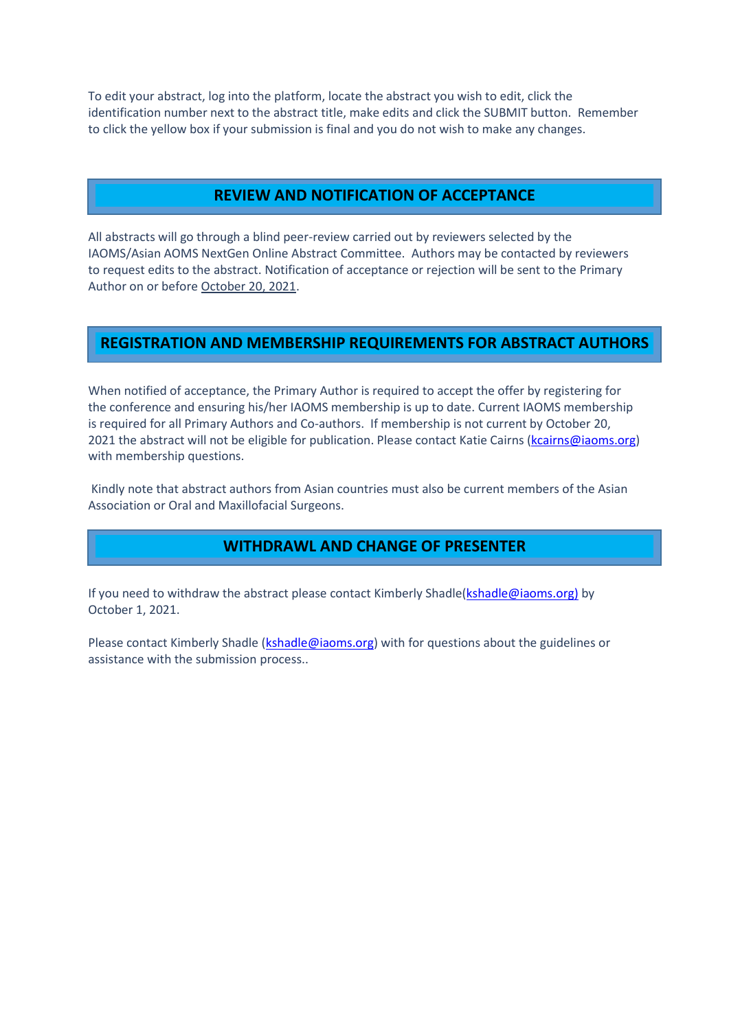To edit your abstract, log into the platform, locate the abstract you wish to edit, click the identification number next to the abstract title, make edits and click the SUBMIT button. Remember to click the yellow box if your submission is final and you do not wish to make any changes.

## REVIEW AND NOTIFICATION OF ACCEPTANCE

All abstracts will go through a blind peer-review carried out by reviewers selected by the IAOMS/Asian AOMS NextGen Online Abstract Committee. Authors may be contacted by reviewers to request edits to the abstract. Notification of acceptance or rejection will be sent to the Primary Author on or before October 20, 2021.

## REGISTRATION AND MEMBERSHIP REQUIREMENTS FOR ABSTRACT AUTHORS

When notified of acceptance, the Primary Author is required to accept the offer by registering for the conference and ensuring his/her IAOMS membership is up to date. Current IAOMS membership is required for all Primary Authors and Co-authors. If membership is not current by October 20, 2021 the abstract will not be eligible for publication. Please contact Katie Cairns (kcairns@iaoms.org) with membership questions.

Kindly note that abstract authors from Asian countries must also be current members of the Asian Association or Oral and Maxillofacial Surgeons.

## WITHDRAWL AND CHANGE OF PRESENTER

If you need to withdraw the abstract please contact Kimberly Shadle(kshadle@iaoms.org) by October 1, 2021.

Please contact Kimberly Shadle (kshadle@iaoms.org) with for questions about the guidelines or assistance with the submission process..